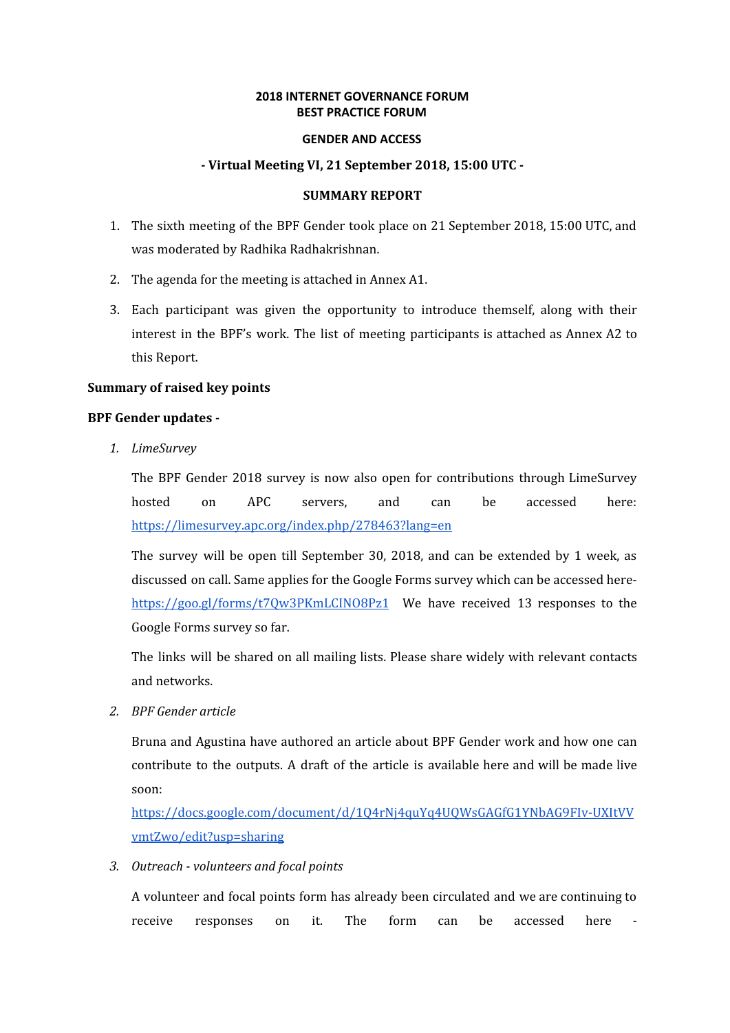**2018 INTERNET GOVERNANCE FORUM**
**BEST PRACTICE FORUM**

**GENDER AND ACCESS**

**- Virtual Meeting VI, 21 September 2018, 15:00 UTC -**

**SUMMARY REPORT**

1. The sixth meeting of the BPF Gender took place on 21 September 2018, 15:00 UTC, and was moderated by Radhika Radhakrishnan.
2. The agenda for the meeting is attached in Annex A1.
3. Each participant was given the opportunity to introduce themself, along with their interest in the BPF's work. The list of meeting participants is attached as Annex A2 to this Report.

**Summary of raised key points**

**BPF Gender updates -**

1. *LimeSurvey*

   The BPF Gender 2018 survey is now also open for contributions through LimeSurvey hosted on APC servers, and can be accessed here: https://limesurvey.apc.org/index.php/278463?lang=en

   The survey will be open till September 30, 2018, and can be extended by 1 week, as discussed on call. Same applies for the Google Forms survey which can be accessed here- https://goo.gl/forms/t7Qw3PKmLCINO8Pz1 We have received 13 responses to the Google Forms survey so far.

   The links will be shared on all mailing lists. Please share widely with relevant contacts and networks.

2. *BPF Gender article*

   Bruna and Agustina have authored an article about BPF Gender work and how one can contribute to the outputs. A draft of the article is available here and will be made live soon:
   https://docs.google.com/document/d/1Q4rNj4quYq4UQWsGAGfG1YNbAG9FIv-UXItVVvmtZwo/edit?usp=sharing

3. *Outreach - volunteers and focal points*

   A volunteer and focal points form has already been circulated and we are continuing to receive responses on it. The form can be accessed here -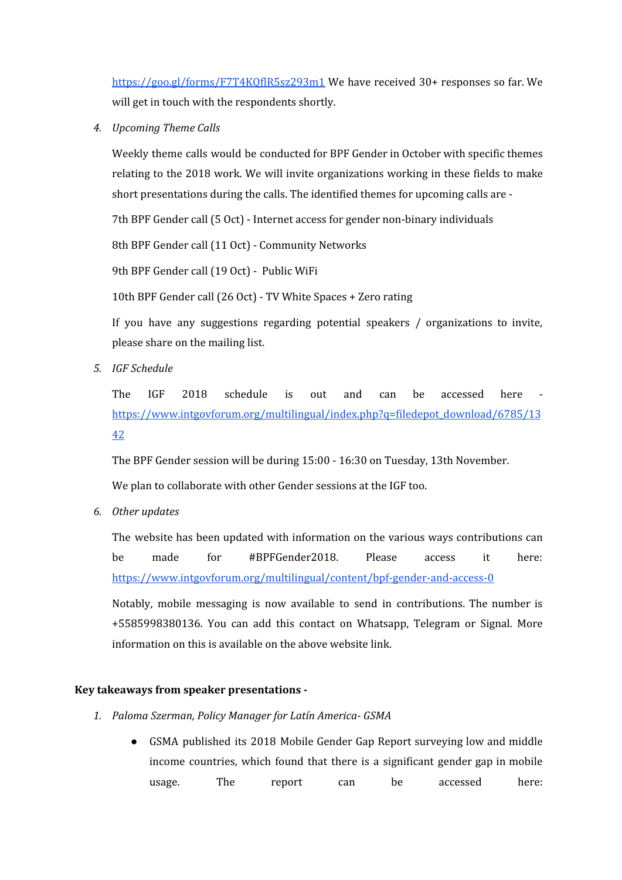https://goo.gl/forms/F7T4KQflR5sz293m1 We have received 30+ responses so far. We will get in touch with the respondents shortly.

4. *Upcoming Theme Calls*

   Weekly theme calls would be conducted for BPF Gender in October with specific themes relating to the 2018 work. We will invite organizations working in these fields to make short presentations during the calls. The identified themes for upcoming calls are -

   7th BPF Gender call (5 Oct) - Internet access for gender non-binary individuals

   8th BPF Gender call (11 Oct) - Community Networks

   9th BPF Gender call (19 Oct) - Public WiFi

   10th BPF Gender call (26 Oct) - TV White Spaces + Zero rating

   If you have any suggestions regarding potential speakers / organizations to invite, please share on the mailing list.

5. *IGF Schedule*

   The IGF 2018 schedule is out and can be accessed here - https://www.intgovforum.org/multilingual/index.php?q=filedepot_download/6785/1342

   The BPF Gender session will be during 15:00 - 16:30 on Tuesday, 13th November.

   We plan to collaborate with other Gender sessions at the IGF too.

6. *Other updates*

   The website has been updated with information on the various ways contributions can be made for #BPFGender2018. Please access it here: https://www.intgovforum.org/multilingual/content/bpf-gender-and-access-0

   Notably, mobile messaging is now available to send in contributions. The number is +5585998380136. You can add this contact on Whatsapp, Telegram or Signal. More information on this is available on the above website link.

**Key takeaways from speaker presentations -**

1. *Paloma Szerman, Policy Manager for Latín America- GSMA*

   - GSMA published its 2018 Mobile Gender Gap Report surveying low and middle income countries, which found that there is a significant gender gap in mobile usage. The report can be accessed here: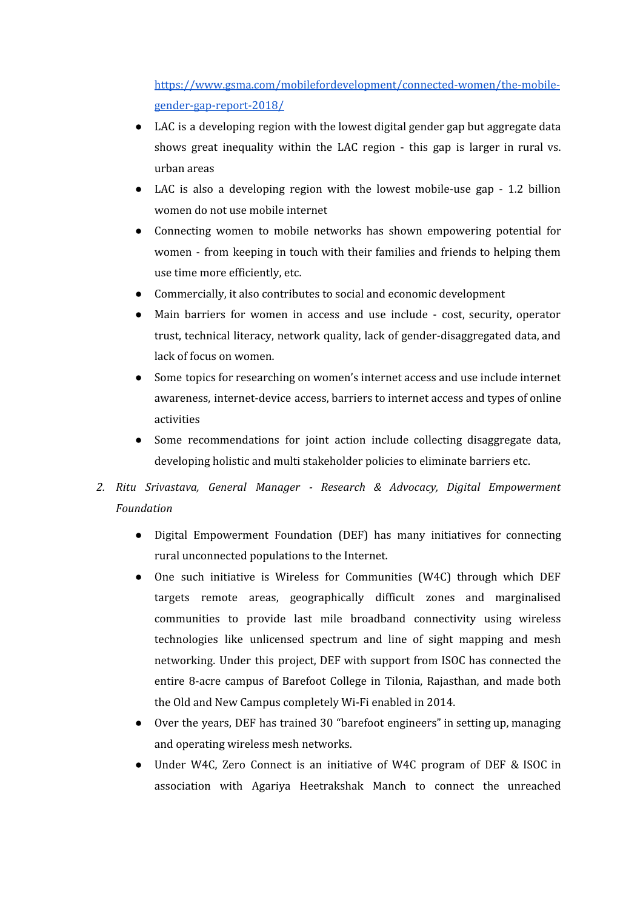[https://www.gsma.com/mobilefordevelopment/connected-women/the-mobile-gender-gap-report-2018/](https://www.gsma.com/mobilefordevelopment/connected-women/the-mobile-gender-gap-report-2018/)

- LAC is a developing region with the lowest digital gender gap but aggregate data shows great inequality within the LAC region - this gap is larger in rural vs. urban areas
- LAC is also a developing region with the lowest mobile-use gap - 1.2 billion women do not use mobile internet
- Connecting women to mobile networks has shown empowering potential for women - from keeping in touch with their families and friends to helping them use time more efficiently, etc.
- Commercially, it also contributes to social and economic development
- Main barriers for women in access and use include - cost, security, operator trust, technical literacy, network quality, lack of gender-disaggregated data, and lack of focus on women.
- Some topics for researching on women's internet access and use include internet awareness, internet-device access, barriers to internet access and types of online activities
- Some recommendations for joint action include collecting disaggregate data, developing holistic and multi stakeholder policies to eliminate barriers etc.

2. *Ritu Srivastava, General Manager - Research & Advocacy, Digital Empowerment Foundation*

    - Digital Empowerment Foundation (DEF) has many initiatives for connecting rural unconnected populations to the Internet.
    - One such initiative is Wireless for Communities (W4C) through which DEF targets remote areas, geographically difficult zones and marginalised communities to provide last mile broadband connectivity using wireless technologies like unlicensed spectrum and line of sight mapping and mesh networking. Under this project, DEF with support from ISOC has connected the entire 8-acre campus of Barefoot College in Tilonia, Rajasthan, and made both the Old and New Campus completely Wi-Fi enabled in 2014.
    - Over the years, DEF has trained 30 "barefoot engineers" in setting up, managing and operating wireless mesh networks.
    - Under W4C, Zero Connect is an initiative of W4C program of DEF & ISOC in association with Agariya Heetrakshak Manch to connect the unreached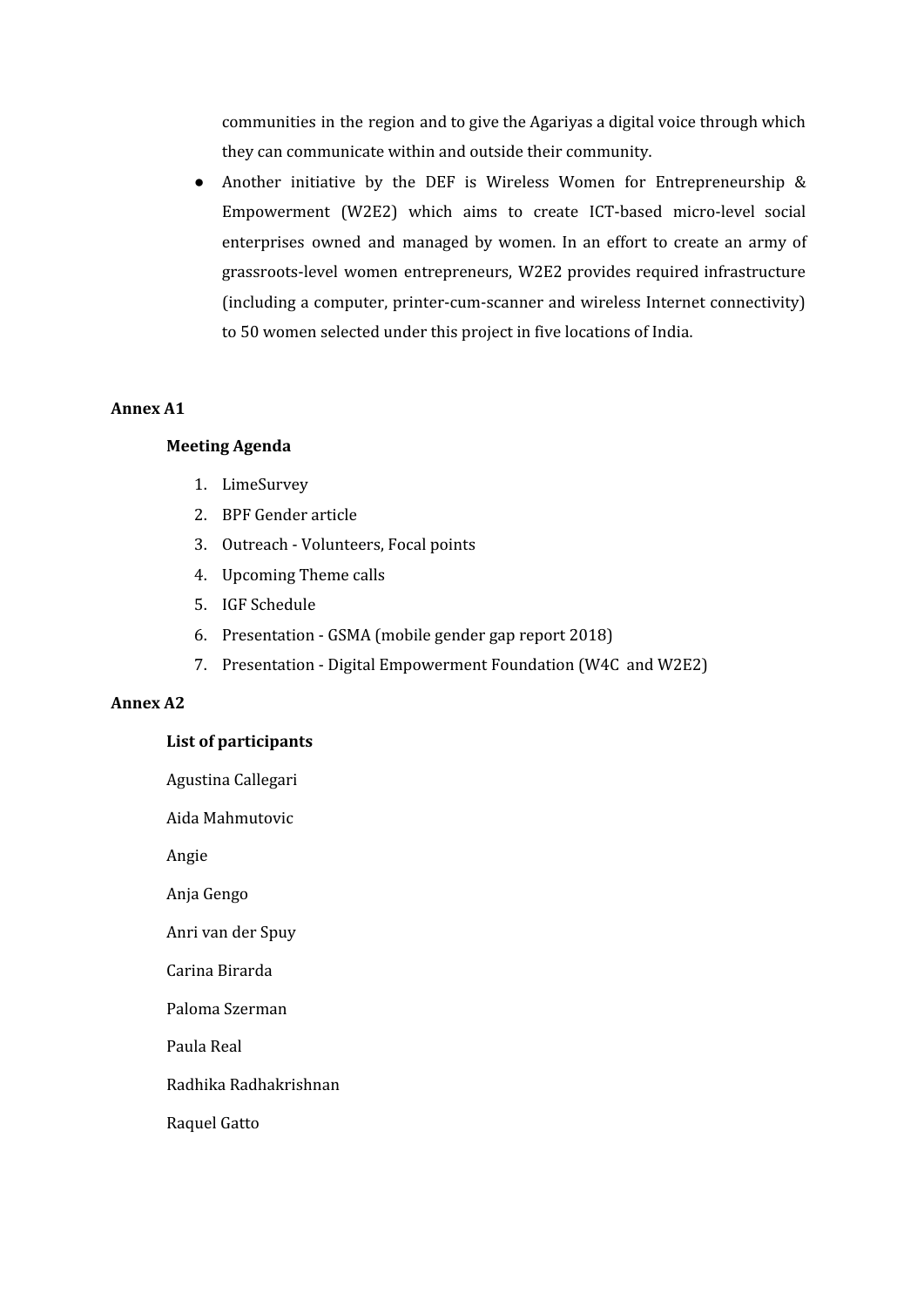communities in the region and to give the Agariyas a digital voice through which they can communicate within and outside their community.

- Another initiative by the DEF is Wireless Women for Entrepreneurship & Empowerment (W2E2) which aims to create ICT-based micro-level social enterprises owned and managed by women. In an effort to create an army of grassroots-level women entrepreneurs, W2E2 provides required infrastructure (including a computer, printer-cum-scanner and wireless Internet connectivity) to 50 women selected under this project in five locations of India.

**Annex A1**

**Meeting Agenda**

1. LimeSurvey
2. BPF Gender article
3. Outreach - Volunteers, Focal points
4. Upcoming Theme calls
5. IGF Schedule
6. Presentation - GSMA (mobile gender gap report 2018)
7. Presentation - Digital Empowerment Foundation (W4C and W2E2)

**Annex A2**

**List of participants**

Agustina Callegari

Aida Mahmutovic

Angie

Anja Gengo

Anri van der Spuy

Carina Birarda

Paloma Szerman

Paula Real

Radhika Radhakrishnan

Raquel Gatto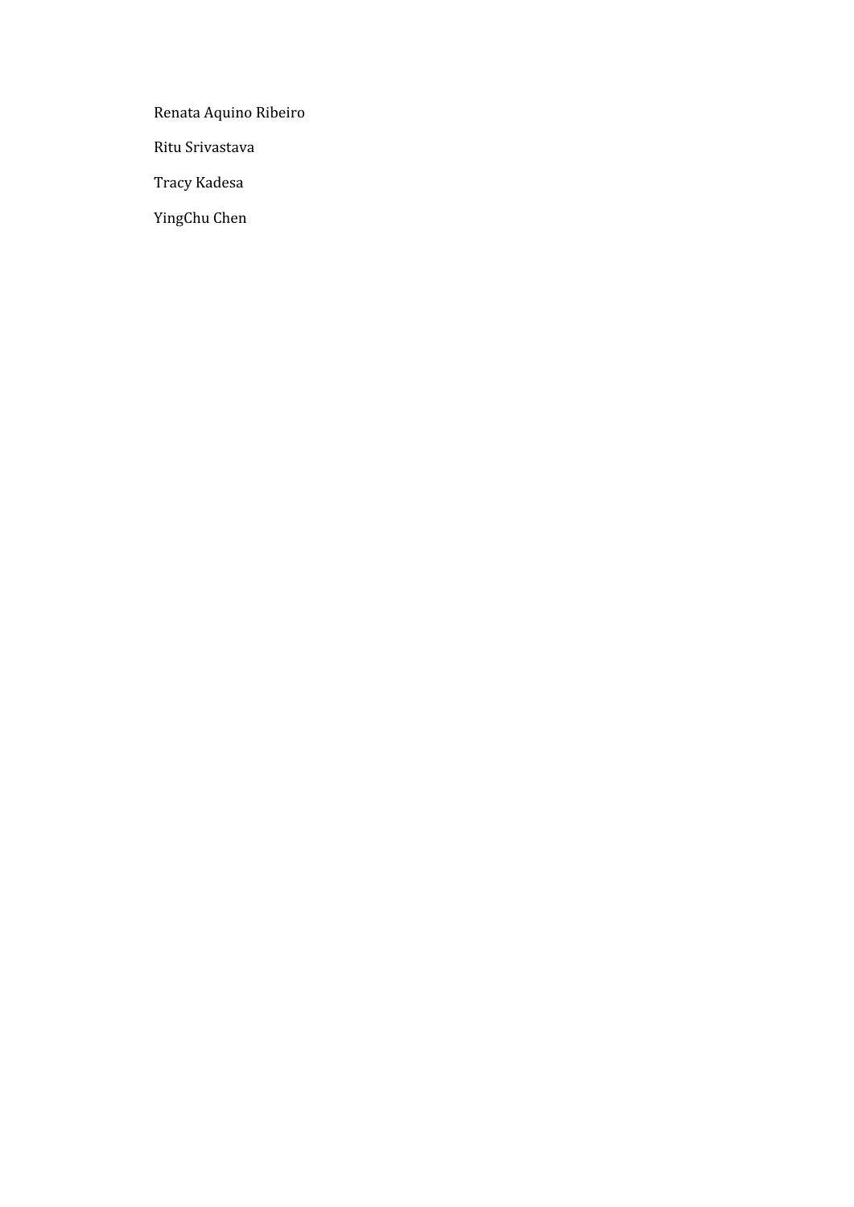Renata Aquino Ribeiro

Ritu Srivastava

Tracy Kadesa

YingChu Chen